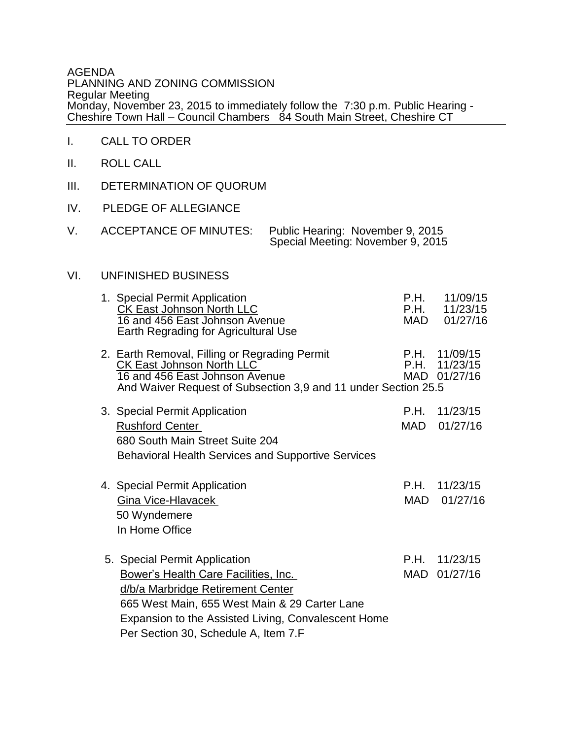AGENDA
PLANNING AND ZONING COMMISSION
Regular Meeting
Monday, November 23, 2015 to immediately follow the 7:30 p.m. Public Hearing -
Cheshire Town Hall – Council Chambers 84 South Main Street, Cheshire CT

---

I. CALL TO ORDER

II. ROLL CALL

III. DETERMINATION OF QUORUM

IV. PLEDGE OF ALLEGIANCE

V. ACCEPTANCE OF MINUTES: Public Hearing: November 9, 2015
Special Meeting: November 9, 2015

VI. UNFINISHED BUSINESS

1. Special Permit Application — P.H. 11/09/15; P.H. 11/23/15; MAD 01/27/16
   CK East Johnson North LLC
   16 and 456 East Johnson Avenue
   Earth Regrading for Agricultural Use

2. Earth Removal, Filling or Regrading Permit — P.H. 11/09/15; P.H. 11/23/15; MAD 01/27/16
   CK East Johnson North LLC
   16 and 456 East Johnson Avenue
   And Waiver Request of Subsection 3,9 and 11 under Section 25.5

3. Special Permit Application — P.H. 11/23/15; MAD 01/27/16
   Rushford Center
   680 South Main Street Suite 204
   Behavioral Health Services and Supportive Services

4. Special Permit Application — P.H. 11/23/15; MAD 01/27/16
   Gina Vice-Hlavacek
   50 Wyndemere
   In Home Office

5. Special Permit Application — P.H. 11/23/15; MAD 01/27/16
   Bower's Health Care Facilities, Inc.
   d/b/a Marbridge Retirement Center
   665 West Main, 655 West Main & 29 Carter Lane
   Expansion to the Assisted Living, Convalescent Home
   Per Section 30, Schedule A, Item 7.F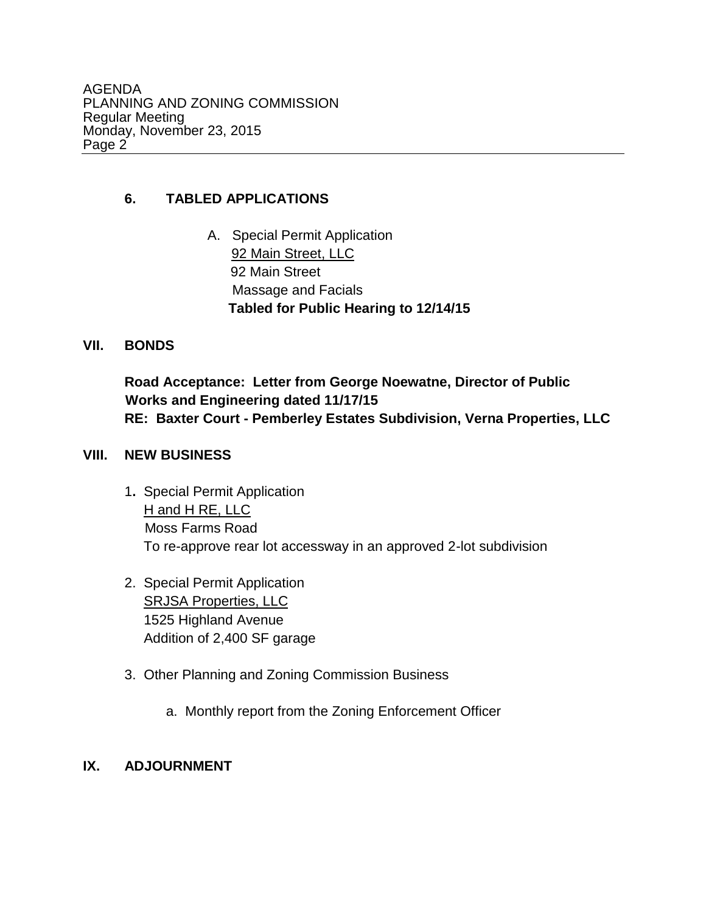## 6. TABLED APPLICATIONS

A. Special Permit Application
<u>92 Main Street, LLC</u>
92 Main Street
Massage and Facials
**Tabled for Public Hearing to 12/14/15**

## VII. BONDS

**Road Acceptance: Letter from George Noewatne, Director of Public Works and Engineering dated 11/17/15**
**RE: Baxter Court - Pemberley Estates Subdivision, Verna Properties, LLC**

## VIII. NEW BUSINESS

1. Special Permit Application
   <u>H and H RE, LLC</u>
   Moss Farms Road
   To re-approve rear lot accessway in an approved 2-lot subdivision

2. Special Permit Application
   <u>SRJSA Properties, LLC</u>
   1525 Highland Avenue
   Addition of 2,400 SF garage

3. Other Planning and Zoning Commission Business

   a. Monthly report from the Zoning Enforcement Officer

## IX. ADJOURNMENT